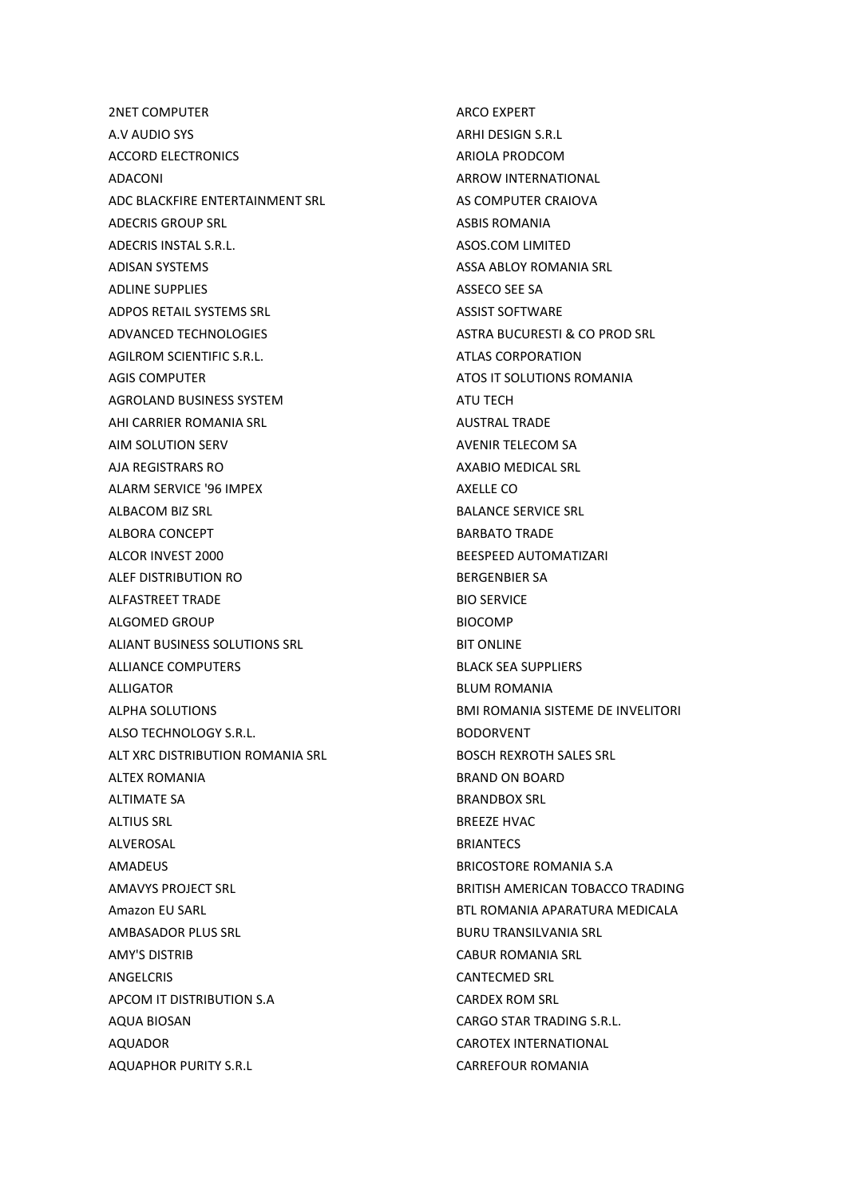2NET COMPUTER
A.V AUDIO SYS
ACCORD ELECTRONICS
ADACONI
ADC BLACKFIRE ENTERTAINMENT SRL
ADECRIS GROUP SRL
ADECRIS INSTAL S.R.L.
ADISAN SYSTEMS
ADLINE SUPPLIES
ADPOS RETAIL SYSTEMS SRL
ADVANCED TECHNOLOGIES
AGILROM SCIENTIFIC S.R.L.
AGIS COMPUTER
AGROLAND BUSINESS SYSTEM
AHI CARRIER ROMANIA SRL
AIM SOLUTION SERV
AJA REGISTRARS RO
ALARM SERVICE '96 IMPEX
ALBACOM BIZ SRL
ALBORA CONCEPT
ALCOR INVEST 2000
ALEF DISTRIBUTION RO
ALFASTREET TRADE
ALGOMED GROUP
ALIANT BUSINESS SOLUTIONS SRL
ALLIANCE COMPUTERS
ALLIGATOR
ALPHA SOLUTIONS
ALSO TECHNOLOGY S.R.L.
ALT XRC DISTRIBUTION ROMANIA SRL
ALTEX ROMANIA
ALTIMATE SA
ALTIUS SRL
ALVEROSAL
AMADEUS
AMAVYS PROJECT SRL
Amazon EU SARL
AMBASADOR PLUS SRL
AMY'S DISTRIB
ANGELCRIS
APCOM IT DISTRIBUTION S.A
AQUA BIOSAN
AQUADOR
AQUAPHOR PURITY S.R.L
ARCO EXPERT
ARHI DESIGN S.R.L
ARIOLA PRODCOM
ARROW INTERNATIONAL
AS COMPUTER CRAIOVA
ASBIS ROMANIA
ASOS.COM LIMITED
ASSA ABLOY ROMANIA SRL
ASSECO SEE SA
ASSIST SOFTWARE
ASTRA BUCURESTI & CO PROD SRL
ATLAS CORPORATION
ATOS IT SOLUTIONS ROMANIA
ATU TECH
AUSTRAL TRADE
AVENIR TELECOM SA
AXABIO MEDICAL SRL
AXELLE CO
BALANCE SERVICE SRL
BARBATO TRADE
BEESPEED AUTOMATIZARI
BERGENBIER SA
BIO SERVICE
BIOCOMP
BIT ONLINE
BLACK SEA SUPPLIERS
BLUM ROMANIA
BMI ROMANIA SISTEME DE INVELITORI
BODORVENT
BOSCH REXROTH SALES SRL
BRAND ON BOARD
BRANDBOX SRL
BREEZE HVAC
BRIANTECS
BRICOSTORE ROMANIA S.A
BRITISH AMERICAN TOBACCO TRADING
BTL ROMANIA APARATURA MEDICALA
BURU TRANSILVANIA SRL
CABUR ROMANIA SRL
CANTECMED SRL
CARDEX ROM SRL
CARGO STAR TRADING S.R.L.
CAROTEX INTERNATIONAL
CARREFOUR ROMANIA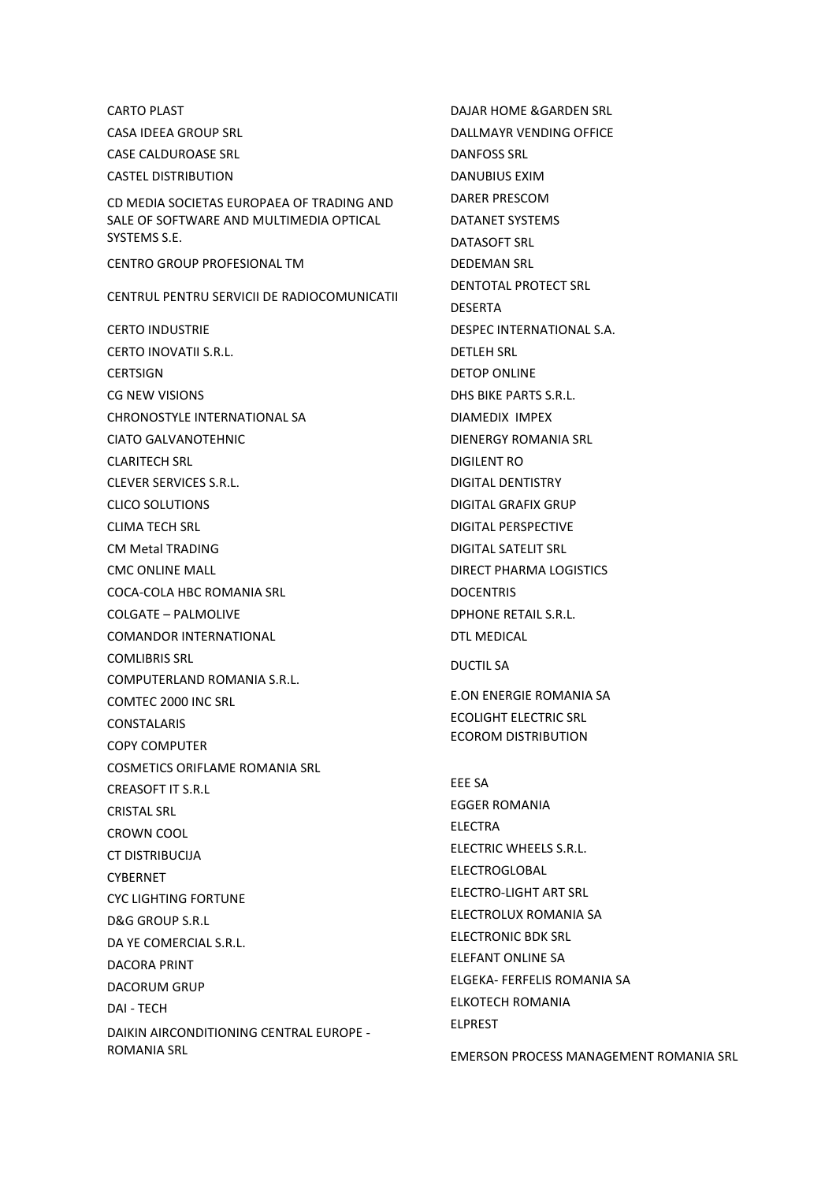CARTO PLAST

CASA IDEEA GROUP SRL

CASE CALDUROASE SRL

CASTEL DISTRIBUTION

CD MEDIA SOCIETAS EUROPAEA OF TRADING AND SALE OF SOFTWARE AND MULTIMEDIA OPTICAL SYSTEMS S.E.

CENTRO GROUP PROFESIONAL TM

CENTRUL PENTRU SERVICII DE RADIOCOMUNICATII

CERTO INDUSTRIE

CERTO INOVATII S.R.L.

CERTSIGN

CG NEW VISIONS

CHRONOSTYLE INTERNATIONAL SA

CIATO GALVANOTEHNIC

CLARITECH SRL

CLEVER SERVICES S.R.L.

CLICO SOLUTIONS

CLIMA TECH SRL

CM Metal TRADING

CMC ONLINE MALL

COCA-COLA HBC ROMANIA SRL

COLGATE – PALMOLIVE

COMANDOR INTERNATIONAL

COMLIBRIS SRL

COMPUTERLAND ROMANIA S.R.L.

COMTEC 2000 INC SRL

CONSTALARIS

COPY COMPUTER

COSMETICS ORIFLAME ROMANIA SRL

CREASOFT IT S.R.L

CRISTAL SRL

CROWN COOL

CT DISTRIBUCIJA

CYBERNET

CYC LIGHTING FORTUNE

D&G GROUP S.R.L

DA YE COMERCIAL S.R.L.

DACORA PRINT

DACORUM GRUP

DAI - TECH

DAIKIN AIRCONDITIONING CENTRAL EUROPE - ROMANIA SRL

DAJAR HOME &GARDEN SRL

DALLMAYR VENDING OFFICE

DANFOSS SRL

DANUBIUS EXIM

DARER PRESCOM

DATANET SYSTEMS

DATASOFT SRL

DEDEMAN SRL

DENTOTAL PROTECT SRL

DESERTA

DESPEC INTERNATIONAL S.A.

DETLEH SRL

DETOP ONLINE

DHS BIKE PARTS S.R.L.

DIAMEDIX IMPEX

DIENERGY ROMANIA SRL

DIGILENT RO

DIGITAL DENTISTRY

DIGITAL GRAFIX GRUP

DIGITAL PERSPECTIVE

DIGITAL SATELIT SRL

DIRECT PHARMA LOGISTICS

DOCENTRIS

DPHONE RETAIL S.R.L.

DTL MEDICAL

DUCTIL SA

E.ON ENERGIE ROMANIA SA

ECOLIGHT ELECTRIC SRL

ECOROM DISTRIBUTION

EEE SA

EGGER ROMANIA

ELECTRA

ELECTRIC WHEELS S.R.L.

ELECTROGLOBAL

ELECTRO-LIGHT ART SRL

ELECTROLUX ROMANIA SA

ELECTRONIC BDK SRL

ELEFANT ONLINE SA

ELGEKA- FERFELIS ROMANIA SA

ELKOTECH ROMANIA

ELPREST

EMERSON PROCESS MANAGEMENT ROMANIA SRL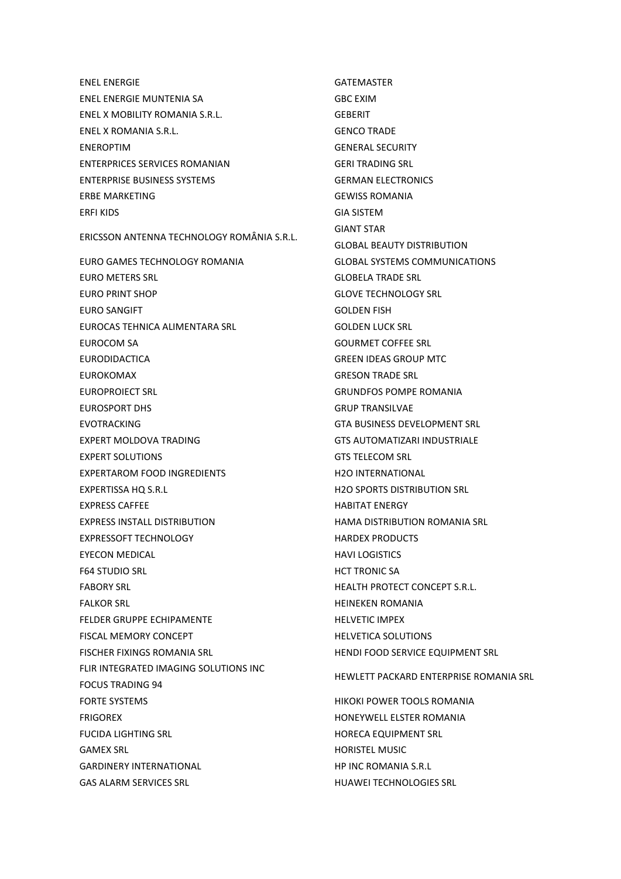ENEL ENERGIE
ENEL ENERGIE MUNTENIA SA
ENEL X MOBILITY ROMANIA S.R.L.
ENEL X ROMANIA S.R.L.
ENEROPTIM
ENTERPRICES SERVICES ROMANIAN
ENTERPRISE BUSINESS SYSTEMS
ERBE MARKETING
ERFI KIDS
ERICSSON ANTENNA TECHNOLOGY ROMÂNIA S.R.L.
EURO GAMES TECHNOLOGY ROMANIA
EURO METERS SRL
EURO PRINT SHOP
EURO SANGIFT
EUROCAS TEHNICA ALIMENTARA SRL
EUROCOM SA
EURODIDACTICA
EUROKOMAX
EUROPROIECT SRL
EUROSPORT DHS
EVOTRACKING
EXPERT MOLDOVA TRADING
EXPERT SOLUTIONS
EXPERTAROM FOOD INGREDIENTS
EXPERTISSA HQ S.R.L
EXPRESS CAFFEE
EXPRESS INSTALL DISTRIBUTION
EXPRESSOFT TECHNOLOGY
EYECON MEDICAL
F64 STUDIO SRL
FABORY SRL
FALKOR SRL
FELDER GRUPPE ECHIPAMENTE
FISCAL MEMORY CONCEPT
FISCHER FIXINGS ROMANIA SRL
FLIR INTEGRATED IMAGING SOLUTIONS INC
FOCUS TRADING 94
FORTE SYSTEMS
FRIGOREX
FUCIDA LIGHTING SRL
GAMEX SRL
GARDINERY INTERNATIONAL
GAS ALARM SERVICES SRL
GATEMASTER
GBC EXIM
GEBERIT
GENCO TRADE
GENERAL SECURITY
GERI TRADING SRL
GERMAN ELECTRONICS
GEWISS ROMANIA
GIA SISTEM
GIANT STAR
GLOBAL BEAUTY DISTRIBUTION
GLOBAL SYSTEMS COMMUNICATIONS
GLOBELA TRADE SRL
GLOVE TECHNOLOGY SRL
GOLDEN FISH
GOLDEN LUCK SRL
GOURMET COFFEE SRL
GREEN IDEAS GROUP MTC
GRESON TRADE SRL
GRUNDFOS POMPE ROMANIA
GRUP TRANSILVAE
GTA BUSINESS DEVELOPMENT SRL
GTS AUTOMATIZARI INDUSTRIALE
GTS TELECOM SRL
H2O INTERNATIONAL
H2O SPORTS DISTRIBUTION SRL
HABITAT ENERGY
HAMA DISTRIBUTION ROMANIA SRL
HARDEX PRODUCTS
HAVI LOGISTICS
HCT TRONIC SA
HEALTH PROTECT CONCEPT S.R.L.
HEINEKEN ROMANIA
HELVETIC IMPEX
HELVETICA SOLUTIONS
HENDI FOOD SERVICE EQUIPMENT SRL
HEWLETT PACKARD ENTERPRISE ROMANIA SRL
HIKOKI POWER TOOLS ROMANIA
HONEYWELL ELSTER ROMANIA
HORECA EQUIPMENT SRL
HORISTEL MUSIC
HP INC ROMANIA S.R.L
HUAWEI TECHNOLOGIES SRL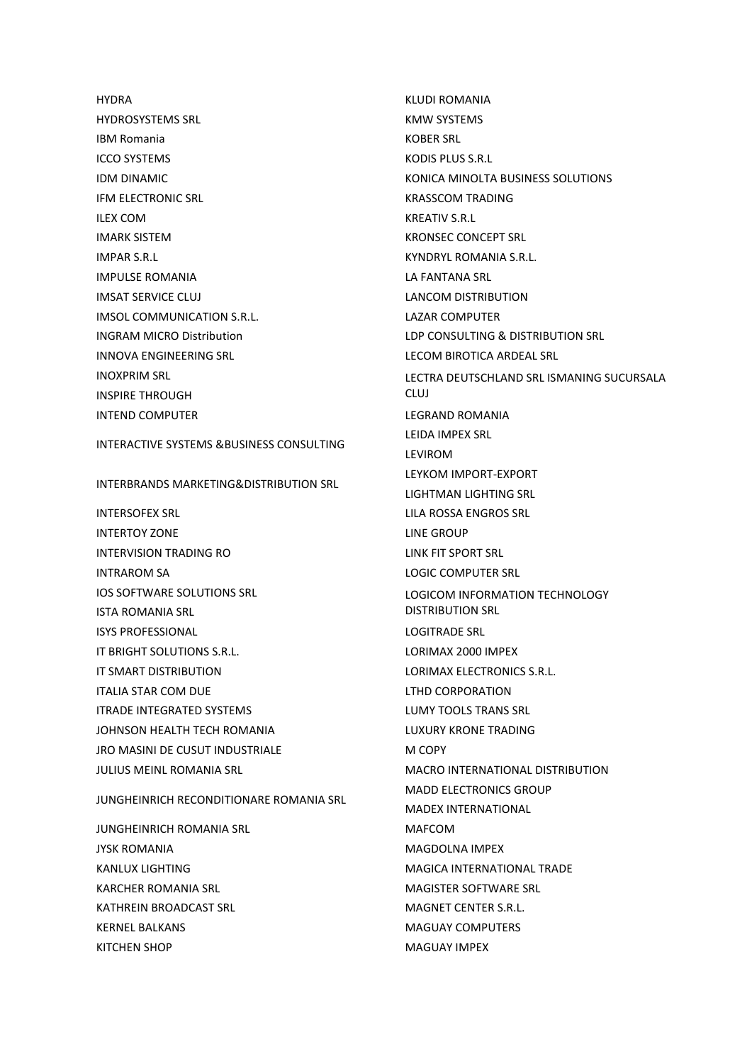HYDRA
HYDROSYSTEMS SRL
IBM Romania
ICCO SYSTEMS
IDM DINAMIC
IFM ELECTRONIC SRL
ILEX COM
IMARK SISTEM
IMPAR S.R.L
IMPULSE ROMANIA
IMSAT SERVICE CLUJ
IMSOL COMMUNICATION S.R.L.
INGRAM MICRO Distribution
INNOVA ENGINEERING SRL
INOXPRIM SRL
INSPIRE THROUGH
INTEND COMPUTER
INTERACTIVE SYSTEMS &BUSINESS CONSULTING
INTERBRANDS MARKETING&DISTRIBUTION SRL
INTERSOFEX SRL
INTERTOY ZONE
INTERVISION TRADING RO
INTRAROM SA
IOS SOFTWARE SOLUTIONS SRL
ISTA ROMANIA SRL
ISYS PROFESSIONAL
IT BRIGHT SOLUTIONS S.R.L.
IT SMART DISTRIBUTION
ITALIA STAR COM DUE
ITRADE INTEGRATED SYSTEMS
JOHNSON HEALTH TECH ROMANIA
JRO MASINI DE CUSUT INDUSTRIALE
JULIUS MEINL ROMANIA SRL
JUNGHEINRICH RECONDITIONARE ROMANIA SRL
JUNGHEINRICH ROMANIA SRL
JYSK ROMANIA
KANLUX LIGHTING
KARCHER ROMANIA SRL
KATHREIN BROADCAST SRL
KERNEL BALKANS
KITCHEN SHOP
KLUDI ROMANIA
KMW SYSTEMS
KOBER SRL
KODIS PLUS S.R.L
KONICA MINOLTA BUSINESS SOLUTIONS
KRASSCOM TRADING
KREATIV S.R.L
KRONSEC CONCEPT SRL
KYNDRYL ROMANIA S.R.L.
LA FANTANA SRL
LANCOM DISTRIBUTION
LAZAR COMPUTER
LDP CONSULTING & DISTRIBUTION SRL
LECOM BIROTICA ARDEAL SRL
LECTRA DEUTSCHLAND SRL ISMANING SUCURSALA CLUJ
LEGRAND ROMANIA
LEIDA IMPEX SRL
LEVIROM
LEYKOM IMPORT-EXPORT
LIGHTMAN LIGHTING SRL
LILA ROSSA ENGROS SRL
LINE GROUP
LINK FIT SPORT SRL
LOGIC COMPUTER SRL
LOGICOM INFORMATION TECHNOLOGY DISTRIBUTION SRL
LOGITRADE SRL
LORIMAX 2000 IMPEX
LORIMAX ELECTRONICS S.R.L.
LTHD CORPORATION
LUMY TOOLS TRANS SRL
LUXURY KRONE TRADING
M COPY
MACRO INTERNATIONAL DISTRIBUTION
MADD ELECTRONICS GROUP
MADEX INTERNATIONAL
MAFCOM
MAGDOLNA IMPEX
MAGICA INTERNATIONAL TRADE
MAGISTER SOFTWARE SRL
MAGNET CENTER S.R.L.
MAGUAY COMPUTERS
MAGUAY IMPEX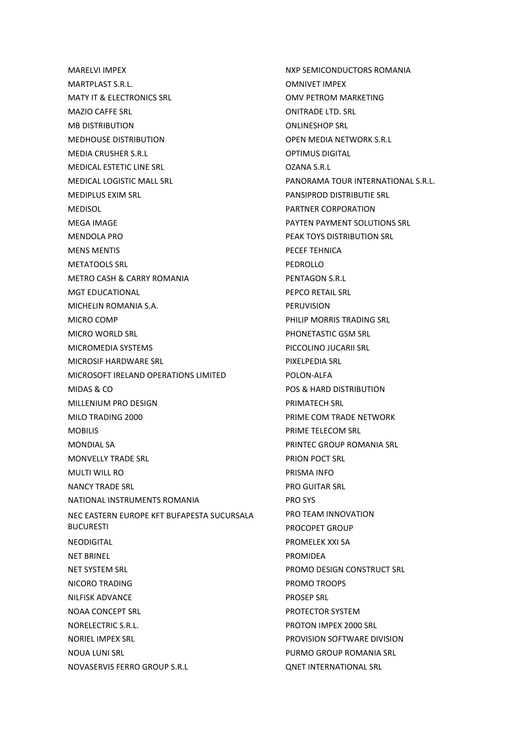MARELVI IMPEX
MARTPLAST S.R.L.
MATY IT & ELECTRONICS SRL
MAZIO CAFFE SRL
MB DISTRIBUTION
MEDHOUSE DISTRIBUTION
MEDIA CRUSHER S.R.L
MEDICAL ESTETIC LINE SRL
MEDICAL LOGISTIC MALL SRL
MEDIPLUS EXIM SRL
MEDISOL
MEGA IMAGE
MENDOLA PRO
MENS MENTIS
METATOOLS SRL
METRO CASH & CARRY ROMANIA
MGT EDUCATIONAL
MICHELIN ROMANIA S.A.
MICRO COMP
MICRO WORLD SRL
MICROMEDIA SYSTEMS
MICROSIF HARDWARE SRL
MICROSOFT IRELAND OPERATIONS LIMITED
MIDAS & CO
MILLENIUM PRO DESIGN
MILO TRADING 2000
MOBILIS
MONDIAL SA
MONVELLY TRADE SRL
MULTI WILL RO
NANCY TRADE SRL
NATIONAL INSTRUMENTS ROMANIA
NEC EASTERN EUROPE KFT BUFAPESTA SUCURSALA BUCURESTI
NEODIGITAL
NET BRINEL
NET SYSTEM SRL
NICORO TRADING
NILFISK ADVANCE
NOAA CONCEPT SRL
NORELECTRIC S.R.L.
NORIEL IMPEX SRL
NOUA LUNI SRL
NOVASERVIS FERRO GROUP S.R.L
NXP SEMICONDUCTORS ROMANIA
OMNIVET IMPEX
OMV PETROM MARKETING
ONITRADE LTD. SRL
ONLINESHOP SRL
OPEN MEDIA NETWORK S.R.L
OPTIMUS DIGITAL
OZANA S.R.L
PANORAMA TOUR INTERNATIONAL S.R.L.
PANSIPROD DISTRIBUTIE SRL
PARTNER CORPORATION
PAYTEN PAYMENT SOLUTIONS SRL
PEAK TOYS DISTRIBUTION SRL
PECEF TEHNICA
PEDROLLO
PENTAGON S.R.L
PEPCO RETAIL SRL
PERUVISION
PHILIP MORRIS TRADING SRL
PHONETASTIC GSM SRL
PICCOLINO JUCARII SRL
PIXELPEDIA SRL
POLON-ALFA
POS & HARD DISTRIBUTION
PRIMATECH SRL
PRIME COM TRADE NETWORK
PRIME TELECOM SRL
PRINTEC GROUP ROMANIA SRL
PRION POCT SRL
PRISMA INFO
PRO GUITAR SRL
PRO SYS
PRO TEAM INNOVATION
PROCOPET GROUP
PROMELEK XXI SA
PROMIDEA
PROMO DESIGN CONSTRUCT SRL
PROMO TROOPS
PROSEP SRL
PROTECTOR SYSTEM
PROTON IMPEX 2000 SRL
PROVISION SOFTWARE DIVISION
PURMO GROUP ROMANIA SRL
QNET INTERNATIONAL SRL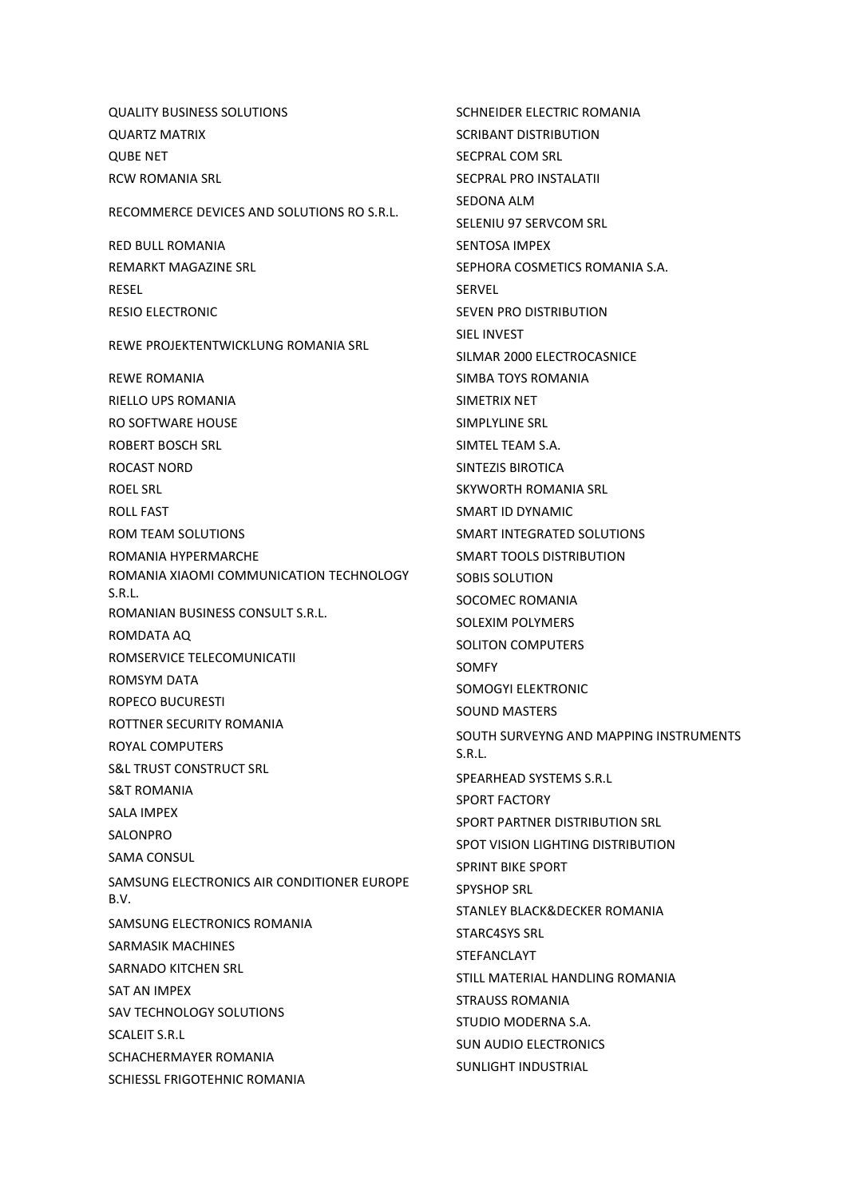QUALITY BUSINESS SOLUTIONS
QUARTZ MATRIX
QUBE NET
RCW ROMANIA SRL
RECOMMERCE DEVICES AND SOLUTIONS RO S.R.L.
RED BULL ROMANIA
REMARKT MAGAZINE SRL
RESEL
RESIO ELECTRONIC
REWE PROJEKTENTWICKLUNG ROMANIA SRL
REWE ROMANIA
RIELLO UPS ROMANIA
RO SOFTWARE HOUSE
ROBERT BOSCH SRL
ROCAST NORD
ROEL SRL
ROLL FAST
ROM TEAM SOLUTIONS
ROMANIA HYPERMARCHE
ROMANIA XIAOMI COMMUNICATION TECHNOLOGY S.R.L.
ROMANIAN BUSINESS CONSULT S.R.L.
ROMDATA AQ
ROMSERVICE TELECOMUNICATII
ROMSYM DATA
ROPECO BUCURESTI
ROTTNER SECURITY ROMANIA
ROYAL COMPUTERS
S&L TRUST CONSTRUCT SRL
S&T ROMANIA
SALA IMPEX
SALONPRO
SAMA CONSUL
SAMSUNG ELECTRONICS AIR CONDITIONER EUROPE B.V.
SAMSUNG ELECTRONICS ROMANIA
SARMASIK MACHINES
SARNADO KITCHEN SRL
SAT AN IMPEX
SAV TECHNOLOGY SOLUTIONS
SCALEIT S.R.L
SCHACHERMAYER ROMANIA
SCHIESSL FRIGOTEHNIC ROMANIA
SCHNEIDER ELECTRIC ROMANIA
SCRIBANT DISTRIBUTION
SECPRAL COM SRL
SECPRAL PRO INSTALATII
SEDONA ALM
SELENIU 97 SERVCOM SRL
SENTOSA IMPEX
SEPHORA COSMETICS ROMANIA S.A.
SERVEL
SEVEN PRO DISTRIBUTION
SIEL INVEST
SILMAR 2000 ELECTROCASNICE
SIMBA TOYS ROMANIA
SIMETRIX NET
SIMPLYLINE SRL
SIMTEL TEAM S.A.
SINTEZIS BIROTICA
SKYWORTH ROMANIA SRL
SMART ID DYNAMIC
SMART INTEGRATED SOLUTIONS
SMART TOOLS DISTRIBUTION
SOBIS SOLUTION
SOCOMEC ROMANIA
SOLEXIM POLYMERS
SOLITON COMPUTERS
SOMFY
SOMOGYI ELEKTRONIC
SOUND MASTERS
SOUTH SURVEYNG AND MAPPING INSTRUMENTS S.R.L.
SPEARHEAD SYSTEMS S.R.L
SPORT FACTORY
SPORT PARTNER DISTRIBUTION SRL
SPOT VISION LIGHTING DISTRIBUTION
SPRINT BIKE SPORT
SPYSHOP SRL
STANLEY BLACK&DECKER ROMANIA
STARC4SYS SRL
STEFANCLAYT
STILL MATERIAL HANDLING ROMANIA
STRAUSS ROMANIA
STUDIO MODERNA S.A.
SUN AUDIO ELECTRONICS
SUNLIGHT INDUSTRIAL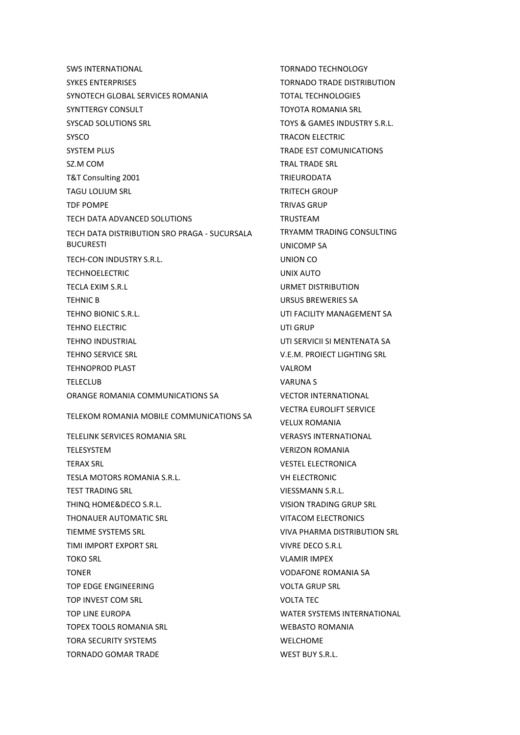SWS INTERNATIONAL
SYKES ENTERPRISES
SYNOTECH GLOBAL SERVICES ROMANIA
SYNTTERGY CONSULT
SYSCAD SOLUTIONS SRL
SYSCO
SYSTEM PLUS
SZ.M COM
T&T Consulting 2001
TAGU LOLIUM SRL
TDF POMPE
TECH DATA ADVANCED SOLUTIONS
TECH DATA DISTRIBUTION SRO PRAGA - SUCURSALA BUCURESTI
TECH-CON INDUSTRY S.R.L.
TECHNOELECTRIC
TECLA EXIM S.R.L
TEHNIC B
TEHNO BIONIC S.R.L.
TEHNO ELECTRIC
TEHNO INDUSTRIAL
TEHNO SERVICE SRL
TEHNOPROD PLAST
TELECLUB
ORANGE ROMANIA COMMUNICATIONS SA
TELEKOM ROMANIA MOBILE COMMUNICATIONS SA
TELELINK SERVICES ROMANIA SRL
TELESYSTEM
TERAX SRL
TESLA MOTORS ROMANIA S.R.L.
TEST TRADING SRL
THINQ HOME&DECO S.R.L.
THONAUER AUTOMATIC SRL
TIEMME SYSTEMS SRL
TIMI IMPORT EXPORT SRL
TOKO SRL
TONER
TOP EDGE ENGINEERING
TOP INVEST COM SRL
TOP LINE EUROPA
TOPEX TOOLS ROMANIA SRL
TORA SECURITY SYSTEMS
TORNADO GOMAR TRADE
TORNADO TECHNOLOGY
TORNADO TRADE DISTRIBUTION
TOTAL TECHNOLOGIES
TOYOTA ROMANIA SRL
TOYS & GAMES INDUSTRY S.R.L.
TRACON ELECTRIC
TRADE EST COMUNICATIONS
TRAL TRADE SRL
TRIEURODATA
TRITECH GROUP
TRIVAS GRUP
TRUSTEAM
TRYAMM TRADING CONSULTING
UNICOMP SA
UNION CO
UNIX AUTO
URMET DISTRIBUTION
URSUS BREWERIES SA
UTI FACILITY MANAGEMENT SA
UTI GRUP
UTI SERVICII SI MENTENATA SA
V.E.M. PROIECT LIGHTING SRL
VALROM
VARUNA S
VECTOR INTERNATIONAL
VECTRA EUROLIFT SERVICE
VELUX ROMANIA
VERASYS INTERNATIONAL
VERIZON ROMANIA
VESTEL ELECTRONICA
VH ELECTRONIC
VIESSMANN S.R.L.
VISION TRADING GRUP SRL
VITACOM ELECTRONICS
VIVA PHARMA DISTRIBUTION SRL
VIVRE DECO S.R.L
VLAMIR IMPEX
VODAFONE ROMANIA SA
VOLTA GRUP SRL
VOLTA TEC
WATER SYSTEMS INTERNATIONAL
WEBASTO ROMANIA
WELCHOME
WEST BUY S.R.L.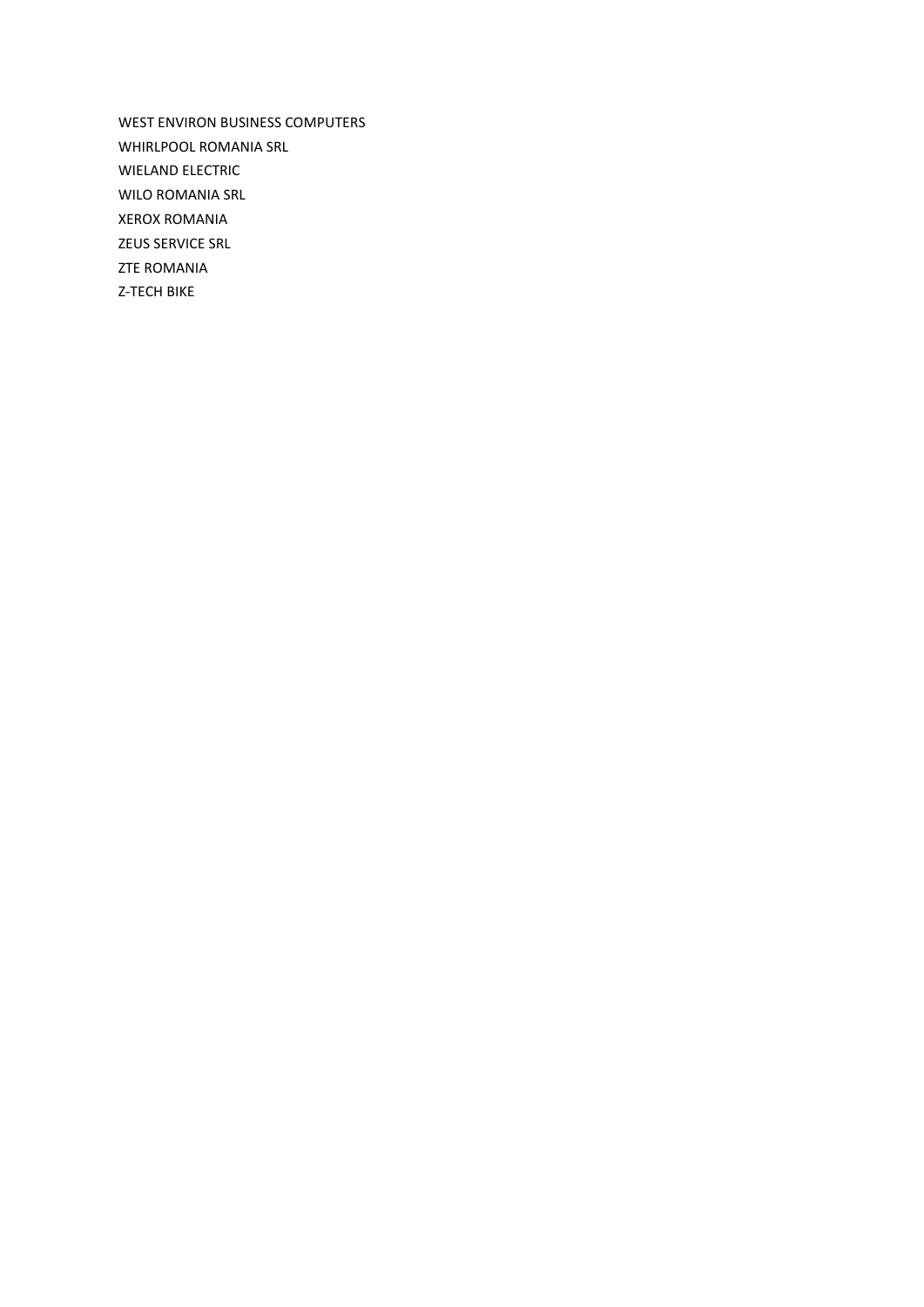WEST ENVIRON BUSINESS COMPUTERS
WHIRLPOOL ROMANIA SRL
WIELAND ELECTRIC
WILO ROMANIA SRL
XEROX ROMANIA
ZEUS SERVICE SRL
ZTE ROMANIA
Z-TECH BIKE